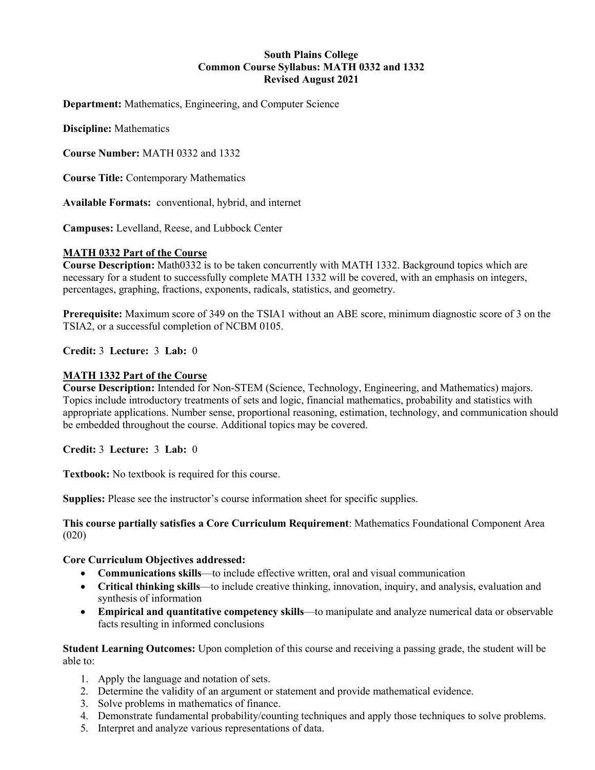**South Plains College**
**Common Course Syllabus: MATH 0332 and 1332**
**Revised August 2021**

**Department:** Mathematics, Engineering, and Computer Science

**Discipline:** Mathematics

**Course Number:** MATH 0332 and 1332

**Course Title:** Contemporary Mathematics

**Available Formats:** conventional, hybrid, and internet

**Campuses:** Levelland, Reese, and Lubbock Center

## MATH 0332 Part of the Course

**Course Description:** Math0332 is to be taken concurrently with MATH 1332. Background topics which are necessary for a student to successfully complete MATH 1332 will be covered, with an emphasis on integers, percentages, graphing, fractions, exponents, radicals, statistics, and geometry.

**Prerequisite:** Maximum score of 349 on the TSIA1 without an ABE score, minimum diagnostic score of 3 on the TSIA2, or a successful completion of NCBM 0105.

**Credit:** 3 **Lecture:** 3 **Lab:** 0

## MATH 1332 Part of the Course

**Course Description:** Intended for Non-STEM (Science, Technology, Engineering, and Mathematics) majors. Topics include introductory treatments of sets and logic, financial mathematics, probability and statistics with appropriate applications. Number sense, proportional reasoning, estimation, technology, and communication should be embedded throughout the course. Additional topics may be covered.

**Credit:** 3 **Lecture:** 3 **Lab:** 0

**Textbook:** No textbook is required for this course.

**Supplies:** Please see the instructor's course information sheet for specific supplies.

**This course partially satisfies a Core Curriculum Requirement**: Mathematics Foundational Component Area (020)

**Core Curriculum Objectives addressed:**

- **Communications skills**—to include effective written, oral and visual communication
- **Critical thinking skills**—to include creative thinking, innovation, inquiry, and analysis, evaluation and synthesis of information
- **Empirical and quantitative competency skills**—to manipulate and analyze numerical data or observable facts resulting in informed conclusions

**Student Learning Outcomes:** Upon completion of this course and receiving a passing grade, the student will be able to:

1. Apply the language and notation of sets.
2. Determine the validity of an argument or statement and provide mathematical evidence.
3. Solve problems in mathematics of finance.
4. Demonstrate fundamental probability/counting techniques and apply those techniques to solve problems.
5. Interpret and analyze various representations of data.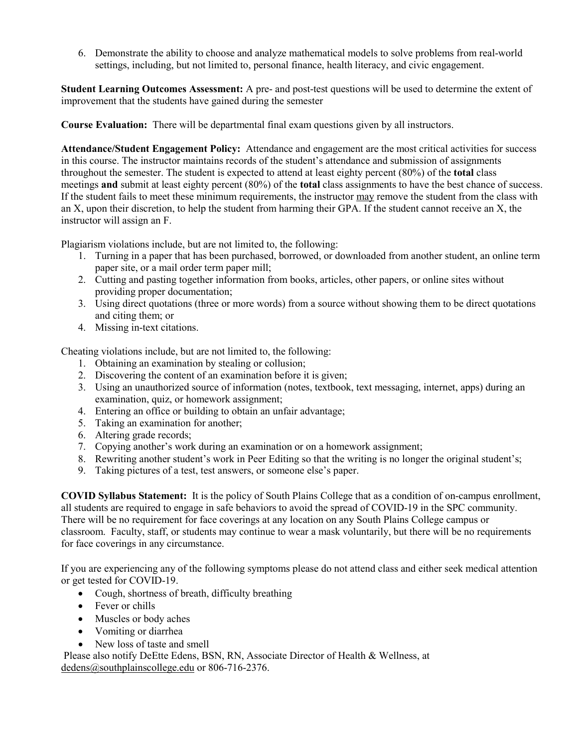6. Demonstrate the ability to choose and analyze mathematical models to solve problems from real-world settings, including, but not limited to, personal finance, health literacy, and civic engagement.

**Student Learning Outcomes Assessment:** A pre- and post-test questions will be used to determine the extent of improvement that the students have gained during the semester

**Course Evaluation:** There will be departmental final exam questions given by all instructors.

**Attendance/Student Engagement Policy:** Attendance and engagement are the most critical activities for success in this course. The instructor maintains records of the student's attendance and submission of assignments throughout the semester. The student is expected to attend at least eighty percent (80%) of the **total** class meetings **and** submit at least eighty percent (80%) of the **total** class assignments to have the best chance of success. If the student fails to meet these minimum requirements, the instructor <u>may</u> remove the student from the class with an X, upon their discretion, to help the student from harming their GPA. If the student cannot receive an X, the instructor will assign an F.

Plagiarism violations include, but are not limited to, the following:

1. Turning in a paper that has been purchased, borrowed, or downloaded from another student, an online term paper site, or a mail order term paper mill;
2. Cutting and pasting together information from books, articles, other papers, or online sites without providing proper documentation;
3. Using direct quotations (three or more words) from a source without showing them to be direct quotations and citing them; or
4. Missing in-text citations.

Cheating violations include, but are not limited to, the following:

1. Obtaining an examination by stealing or collusion;
2. Discovering the content of an examination before it is given;
3. Using an unauthorized source of information (notes, textbook, text messaging, internet, apps) during an examination, quiz, or homework assignment;
4. Entering an office or building to obtain an unfair advantage;
5. Taking an examination for another;
6. Altering grade records;
7. Copying another's work during an examination or on a homework assignment;
8. Rewriting another student's work in Peer Editing so that the writing is no longer the original student's;
9. Taking pictures of a test, test answers, or someone else's paper.

**COVID Syllabus Statement:** It is the policy of South Plains College that as a condition of on-campus enrollment, all students are required to engage in safe behaviors to avoid the spread of COVID-19 in the SPC community. There will be no requirement for face coverings at any location on any South Plains College campus or classroom. Faculty, staff, or students may continue to wear a mask voluntarily, but there will be no requirements for face coverings in any circumstance.

If you are experiencing any of the following symptoms please do not attend class and either seek medical attention or get tested for COVID-19.

- Cough, shortness of breath, difficulty breathing
- Fever or chills
- Muscles or body aches
- Vomiting or diarrhea
- New loss of taste and smell

Please also notify DeEtte Edens, BSN, RN, Associate Director of Health & Wellness, at dedens@southplainscollege.edu or 806-716-2376.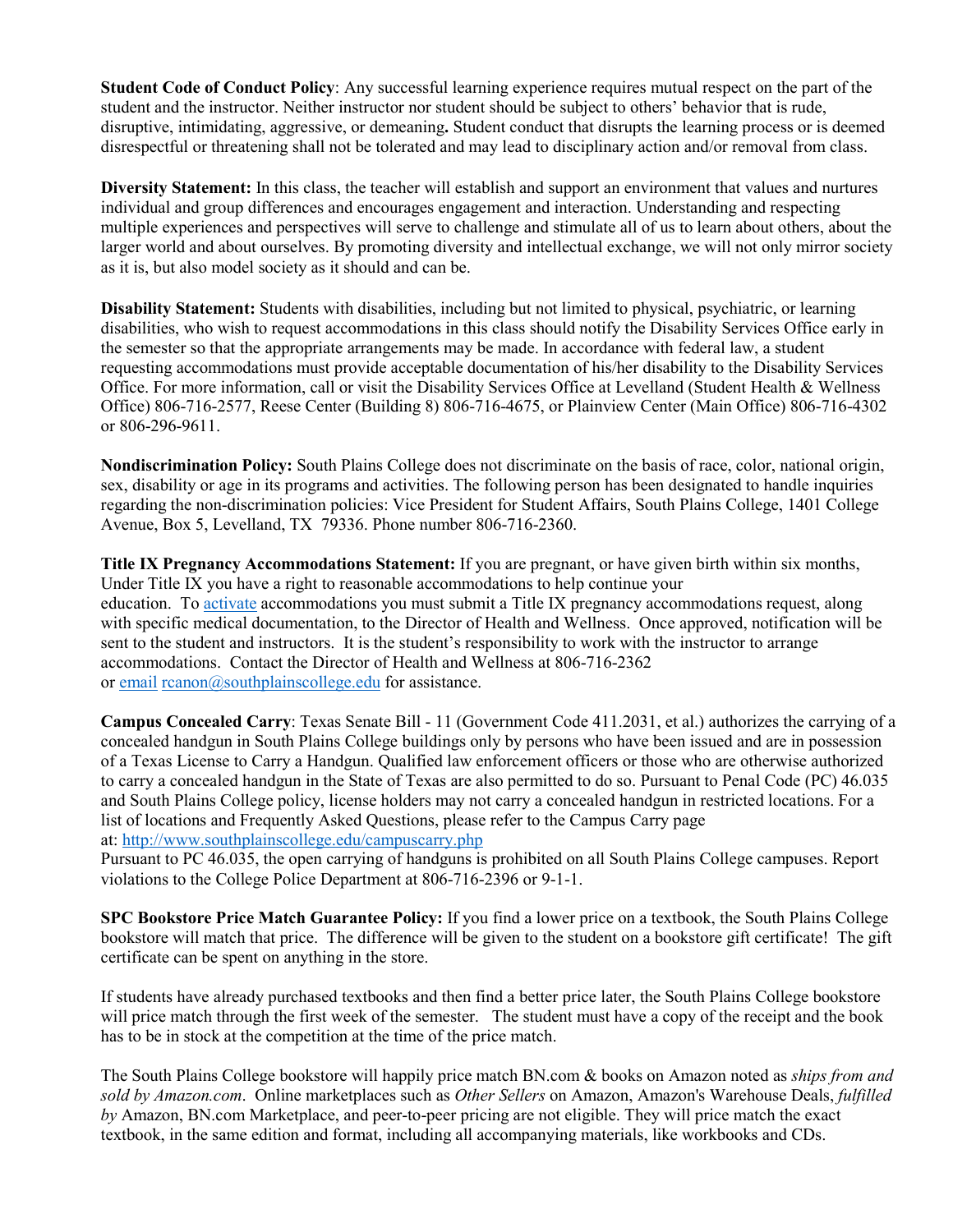**Student Code of Conduct Policy**: Any successful learning experience requires mutual respect on the part of the student and the instructor. Neither instructor nor student should be subject to others' behavior that is rude, disruptive, intimidating, aggressive, or demeaning**.** Student conduct that disrupts the learning process or is deemed disrespectful or threatening shall not be tolerated and may lead to disciplinary action and/or removal from class.

**Diversity Statement:** In this class, the teacher will establish and support an environment that values and nurtures individual and group differences and encourages engagement and interaction. Understanding and respecting multiple experiences and perspectives will serve to challenge and stimulate all of us to learn about others, about the larger world and about ourselves. By promoting diversity and intellectual exchange, we will not only mirror society as it is, but also model society as it should and can be.

**Disability Statement:** Students with disabilities, including but not limited to physical, psychiatric, or learning disabilities, who wish to request accommodations in this class should notify the Disability Services Office early in the semester so that the appropriate arrangements may be made. In accordance with federal law, a student requesting accommodations must provide acceptable documentation of his/her disability to the Disability Services Office. For more information, call or visit the Disability Services Office at Levelland (Student Health & Wellness Office) 806-716-2577, Reese Center (Building 8) 806-716-4675, or Plainview Center (Main Office) 806-716-4302 or 806-296-9611.

**Nondiscrimination Policy:** South Plains College does not discriminate on the basis of race, color, national origin, sex, disability or age in its programs and activities. The following person has been designated to handle inquiries regarding the non-discrimination policies: Vice President for Student Affairs, South Plains College, 1401 College Avenue, Box 5, Levelland, TX 79336. Phone number 806-716-2360.

**Title IX Pregnancy Accommodations Statement:** If you are pregnant, or have given birth within six months, Under Title IX you have a right to reasonable accommodations to help continue your education. To activate accommodations you must submit a Title IX pregnancy accommodations request, along with specific medical documentation, to the Director of Health and Wellness. Once approved, notification will be sent to the student and instructors. It is the student's responsibility to work with the instructor to arrange accommodations. Contact the Director of Health and Wellness at 806-716-2362 or email rcanon@southplainscollege.edu for assistance.

**Campus Concealed Carry**: Texas Senate Bill - 11 (Government Code 411.2031, et al.) authorizes the carrying of a concealed handgun in South Plains College buildings only by persons who have been issued and are in possession of a Texas License to Carry a Handgun. Qualified law enforcement officers or those who are otherwise authorized to carry a concealed handgun in the State of Texas are also permitted to do so. Pursuant to Penal Code (PC) 46.035 and South Plains College policy, license holders may not carry a concealed handgun in restricted locations. For a list of locations and Frequently Asked Questions, please refer to the Campus Carry page at: http://www.southplainscollege.edu/campuscarry.php
Pursuant to PC 46.035, the open carrying of handguns is prohibited on all South Plains College campuses. Report violations to the College Police Department at 806-716-2396 or 9-1-1.

**SPC Bookstore Price Match Guarantee Policy:** If you find a lower price on a textbook, the South Plains College bookstore will match that price. The difference will be given to the student on a bookstore gift certificate! The gift certificate can be spent on anything in the store.

If students have already purchased textbooks and then find a better price later, the South Plains College bookstore will price match through the first week of the semester. The student must have a copy of the receipt and the book has to be in stock at the competition at the time of the price match.

The South Plains College bookstore will happily price match BN.com & books on Amazon noted as *ships from and sold by Amazon.com*. Online marketplaces such as *Other Sellers* on Amazon, Amazon's Warehouse Deals, *fulfilled by* Amazon, BN.com Marketplace, and peer-to-peer pricing are not eligible. They will price match the exact textbook, in the same edition and format, including all accompanying materials, like workbooks and CDs.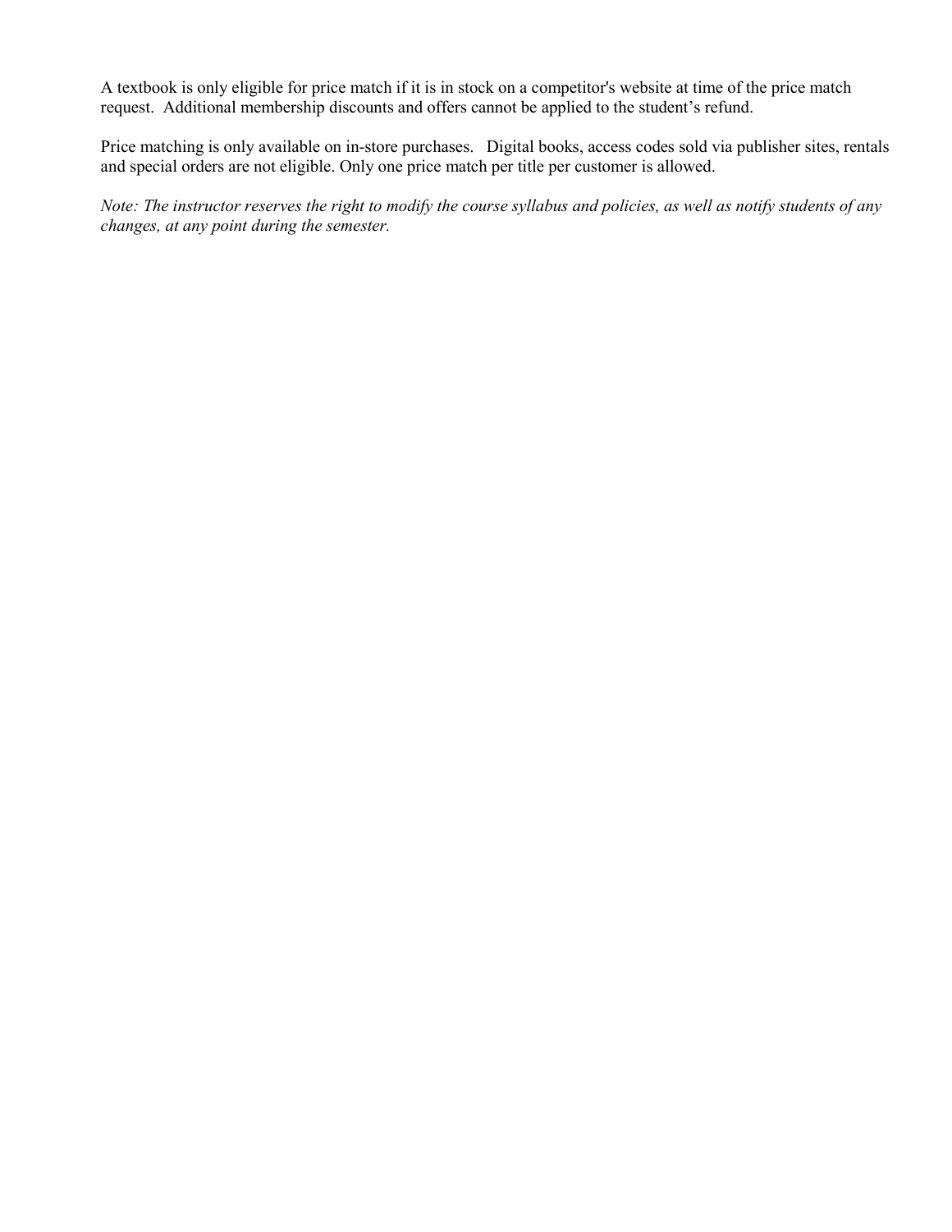A textbook is only eligible for price match if it is in stock on a competitor's website at time of the price match request. Additional membership discounts and offers cannot be applied to the student's refund.

Price matching is only available on in-store purchases. Digital books, access codes sold via publisher sites, rentals and special orders are not eligible. Only one price match per title per customer is allowed.

*Note: The instructor reserves the right to modify the course syllabus and policies, as well as notify students of any changes, at any point during the semester.*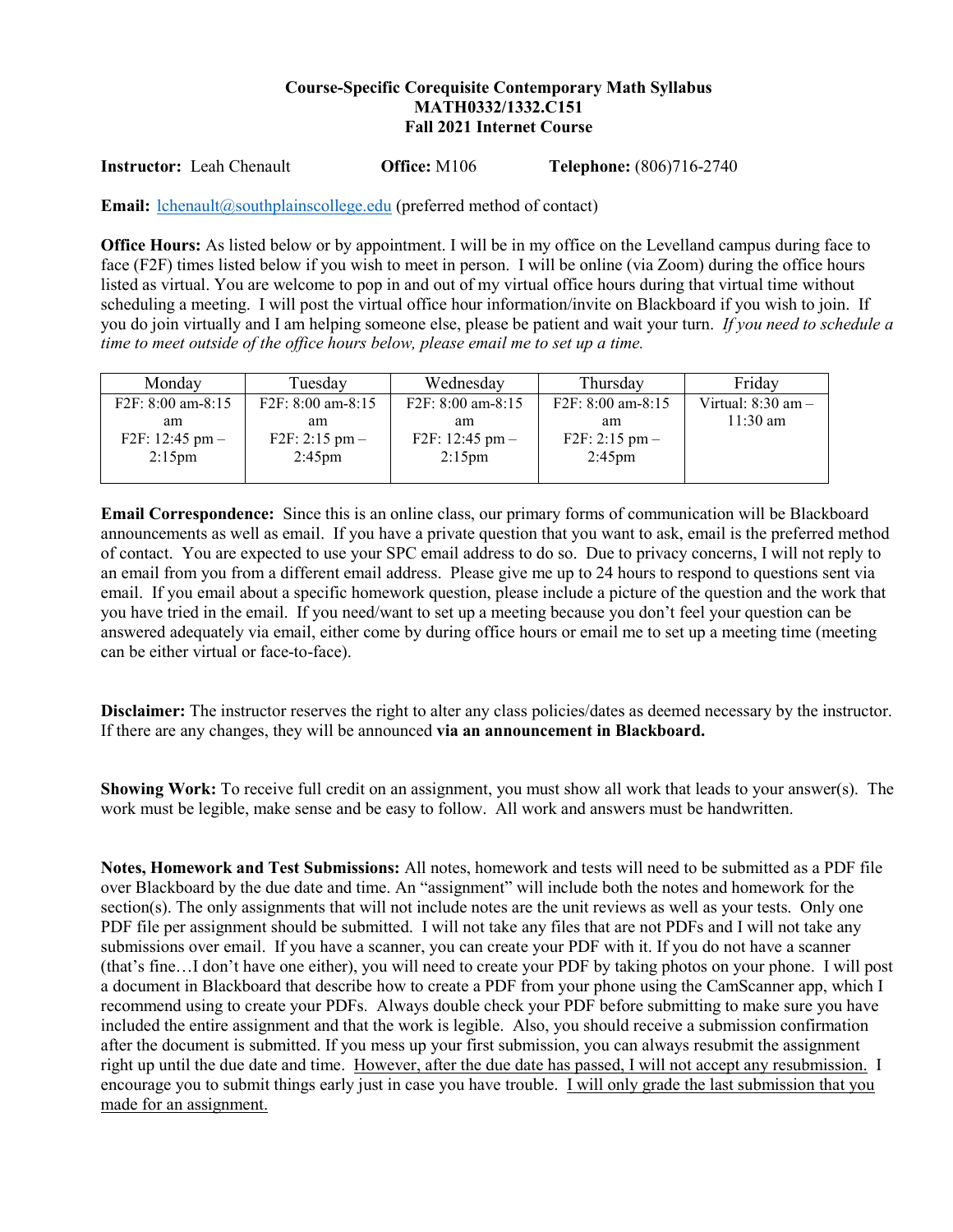**Course-Specific Corequisite Contemporary Math Syllabus**
**MATH0332/1332.C151**
**Fall 2021 Internet Course**

**Instructor:** Leah Chenault **Office:** M106 **Telephone:** (806)716-2740

**Email:** lchenault@southplainscollege.edu (preferred method of contact)

**Office Hours:** As listed below or by appointment. I will be in my office on the Levelland campus during face to face (F2F) times listed below if you wish to meet in person. I will be online (via Zoom) during the office hours listed as virtual. You are welcome to pop in and out of my virtual office hours during that virtual time without scheduling a meeting. I will post the virtual office hour information/invite on Blackboard if you wish to join. If you do join virtually and I am helping someone else, please be patient and wait your turn. *If you need to schedule a time to meet outside of the office hours below, please email me to set up a time.*

| Monday | Tuesday | Wednesday | Thursday | Friday |
|---|---|---|---|---|
| F2F: 8:00 am-8:15 am<br>F2F: 12:45 pm – 2:15pm | F2F: 8:00 am-8:15 am<br>F2F: 2:15 pm – 2:45pm | F2F: 8:00 am-8:15 am<br>F2F: 12:45 pm – 2:15pm | F2F: 8:00 am-8:15 am<br>F2F: 2:15 pm – 2:45pm | Virtual: 8:30 am – 11:30 am |

**Email Correspondence:** Since this is an online class, our primary forms of communication will be Blackboard announcements as well as email. If you have a private question that you want to ask, email is the preferred method of contact. You are expected to use your SPC email address to do so. Due to privacy concerns, I will not reply to an email from you from a different email address. Please give me up to 24 hours to respond to questions sent via email. If you email about a specific homework question, please include a picture of the question and the work that you have tried in the email. If you need/want to set up a meeting because you don't feel your question can be answered adequately via email, either come by during office hours or email me to set up a meeting time (meeting can be either virtual or face-to-face).

**Disclaimer:** The instructor reserves the right to alter any class policies/dates as deemed necessary by the instructor. If there are any changes, they will be announced **via an announcement in Blackboard.**

**Showing Work:** To receive full credit on an assignment, you must show all work that leads to your answer(s). The work must be legible, make sense and be easy to follow. All work and answers must be handwritten.

**Notes, Homework and Test Submissions:** All notes, homework and tests will need to be submitted as a PDF file over Blackboard by the due date and time. An "assignment" will include both the notes and homework for the section(s). The only assignments that will not include notes are the unit reviews as well as your tests. Only one PDF file per assignment should be submitted. I will not take any files that are not PDFs and I will not take any submissions over email. If you have a scanner, you can create your PDF with it. If you do not have a scanner (that's fine…I don't have one either), you will need to create your PDF by taking photos on your phone. I will post a document in Blackboard that describe how to create a PDF from your phone using the CamScanner app, which I recommend using to create your PDFs. Always double check your PDF before submitting to make sure you have included the entire assignment and that the work is legible. Also, you should receive a submission confirmation after the document is submitted. If you mess up your first submission, you can always resubmit the assignment right up until the due date and time. <u>However, after the due date has passed, I will not accept any resubmission.</u> I encourage you to submit things early just in case you have trouble. <u>I will only grade the last submission that you made for an assignment.</u>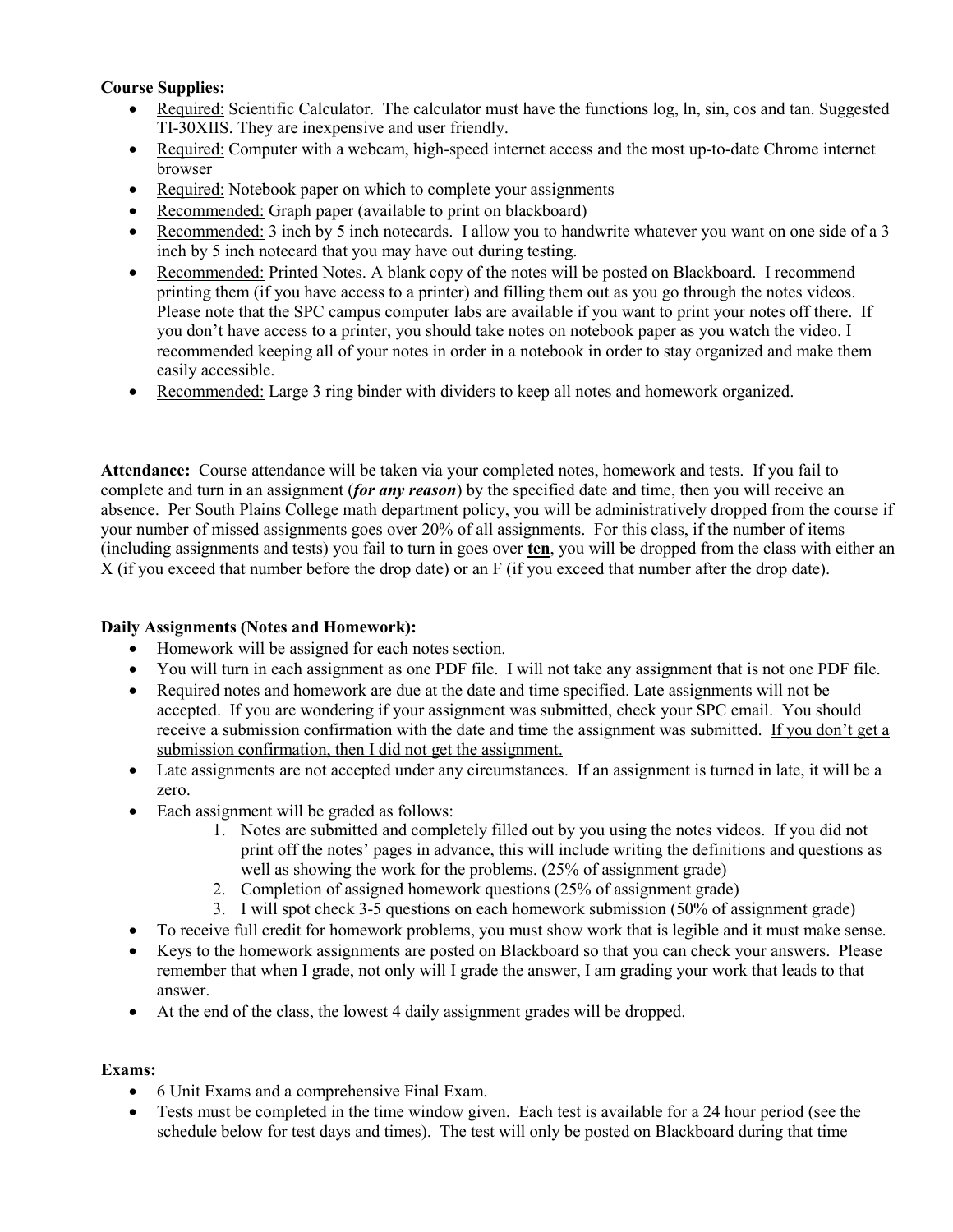**Course Supplies:**

- Required: Scientific Calculator. The calculator must have the functions log, ln, sin, cos and tan. Suggested TI-30XIIS. They are inexpensive and user friendly.
- Required: Computer with a webcam, high-speed internet access and the most up-to-date Chrome internet browser
- Required: Notebook paper on which to complete your assignments
- Recommended: Graph paper (available to print on blackboard)
- Recommended: 3 inch by 5 inch notecards. I allow you to handwrite whatever you want on one side of a 3 inch by 5 inch notecard that you may have out during testing.
- Recommended: Printed Notes. A blank copy of the notes will be posted on Blackboard. I recommend printing them (if you have access to a printer) and filling them out as you go through the notes videos. Please note that the SPC campus computer labs are available if you want to print your notes off there. If you don't have access to a printer, you should take notes on notebook paper as you watch the video. I recommended keeping all of your notes in order in a notebook in order to stay organized and make them easily accessible.
- Recommended: Large 3 ring binder with dividers to keep all notes and homework organized.

**Attendance:** Course attendance will be taken via your completed notes, homework and tests. If you fail to complete and turn in an assignment (***for any reason***) by the specified date and time, then you will receive an absence. Per South Plains College math department policy, you will be administratively dropped from the course if your number of missed assignments goes over 20% of all assignments. For this class, if the number of items (including assignments and tests) you fail to turn in goes over **ten**, you will be dropped from the class with either an X (if you exceed that number before the drop date) or an F (if you exceed that number after the drop date).

**Daily Assignments (Notes and Homework):**

- Homework will be assigned for each notes section.
- You will turn in each assignment as one PDF file. I will not take any assignment that is not one PDF file.
- Required notes and homework are due at the date and time specified. Late assignments will not be accepted. If you are wondering if your assignment was submitted, check your SPC email. You should receive a submission confirmation with the date and time the assignment was submitted. If you don't get a submission confirmation, then I did not get the assignment.
- Late assignments are not accepted under any circumstances. If an assignment is turned in late, it will be a zero.
- Each assignment will be graded as follows:
  1. Notes are submitted and completely filled out by you using the notes videos. If you did not print off the notes' pages in advance, this will include writing the definitions and questions as well as showing the work for the problems. (25% of assignment grade)
  2. Completion of assigned homework questions (25% of assignment grade)
  3. I will spot check 3-5 questions on each homework submission (50% of assignment grade)
- To receive full credit for homework problems, you must show work that is legible and it must make sense.
- Keys to the homework assignments are posted on Blackboard so that you can check your answers. Please remember that when I grade, not only will I grade the answer, I am grading your work that leads to that answer.
- At the end of the class, the lowest 4 daily assignment grades will be dropped.

**Exams:**

- 6 Unit Exams and a comprehensive Final Exam.
- Tests must be completed in the time window given. Each test is available for a 24 hour period (see the schedule below for test days and times). The test will only be posted on Blackboard during that time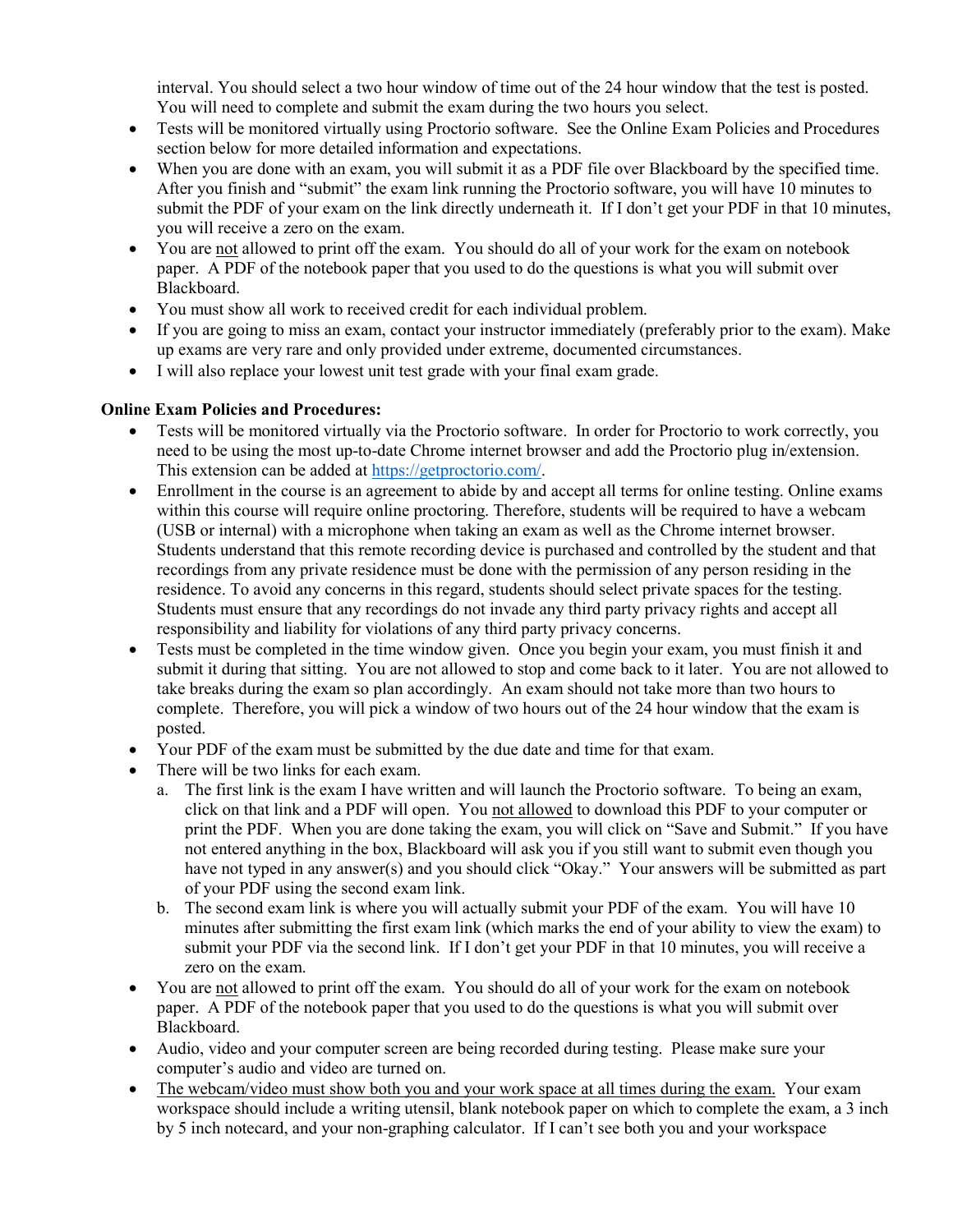interval. You should select a two hour window of time out of the 24 hour window that the test is posted. You will need to complete and submit the exam during the two hours you select.

- Tests will be monitored virtually using Proctorio software. See the Online Exam Policies and Procedures section below for more detailed information and expectations.
- When you are done with an exam, you will submit it as a PDF file over Blackboard by the specified time. After you finish and "submit" the exam link running the Proctorio software, you will have 10 minutes to submit the PDF of your exam on the link directly underneath it. If I don't get your PDF in that 10 minutes, you will receive a zero on the exam.
- You are <u>not</u> allowed to print off the exam. You should do all of your work for the exam on notebook paper. A PDF of the notebook paper that you used to do the questions is what you will submit over Blackboard.
- You must show all work to received credit for each individual problem.
- If you are going to miss an exam, contact your instructor immediately (preferably prior to the exam). Make up exams are very rare and only provided under extreme, documented circumstances.
- I will also replace your lowest unit test grade with your final exam grade.

**Online Exam Policies and Procedures:**

- Tests will be monitored virtually via the Proctorio software. In order for Proctorio to work correctly, you need to be using the most up-to-date Chrome internet browser and add the Proctorio plug in/extension. This extension can be added at https://getproctorio.com/.
- Enrollment in the course is an agreement to abide by and accept all terms for online testing. Online exams within this course will require online proctoring. Therefore, students will be required to have a webcam (USB or internal) with a microphone when taking an exam as well as the Chrome internet browser. Students understand that this remote recording device is purchased and controlled by the student and that recordings from any private residence must be done with the permission of any person residing in the residence. To avoid any concerns in this regard, students should select private spaces for the testing. Students must ensure that any recordings do not invade any third party privacy rights and accept all responsibility and liability for violations of any third party privacy concerns.
- Tests must be completed in the time window given. Once you begin your exam, you must finish it and submit it during that sitting. You are not allowed to stop and come back to it later. You are not allowed to take breaks during the exam so plan accordingly. An exam should not take more than two hours to complete. Therefore, you will pick a window of two hours out of the 24 hour window that the exam is posted.
- Your PDF of the exam must be submitted by the due date and time for that exam.
- There will be two links for each exam.
  a. The first link is the exam I have written and will launch the Proctorio software. To being an exam, click on that link and a PDF will open. You <u>not allowed</u> to download this PDF to your computer or print the PDF. When you are done taking the exam, you will click on "Save and Submit." If you have not entered anything in the box, Blackboard will ask you if you still want to submit even though you have not typed in any answer(s) and you should click "Okay." Your answers will be submitted as part of your PDF using the second exam link.
  b. The second exam link is where you will actually submit your PDF of the exam. You will have 10 minutes after submitting the first exam link (which marks the end of your ability to view the exam) to submit your PDF via the second link. If I don't get your PDF in that 10 minutes, you will receive a zero on the exam.
- You are <u>not</u> allowed to print off the exam. You should do all of your work for the exam on notebook paper. A PDF of the notebook paper that you used to do the questions is what you will submit over Blackboard.
- Audio, video and your computer screen are being recorded during testing. Please make sure your computer's audio and video are turned on.
- <u>The webcam/video must show both you and your work space at all times during the exam.</u> Your exam workspace should include a writing utensil, blank notebook paper on which to complete the exam, a 3 inch by 5 inch notecard, and your non-graphing calculator. If I can't see both you and your workspace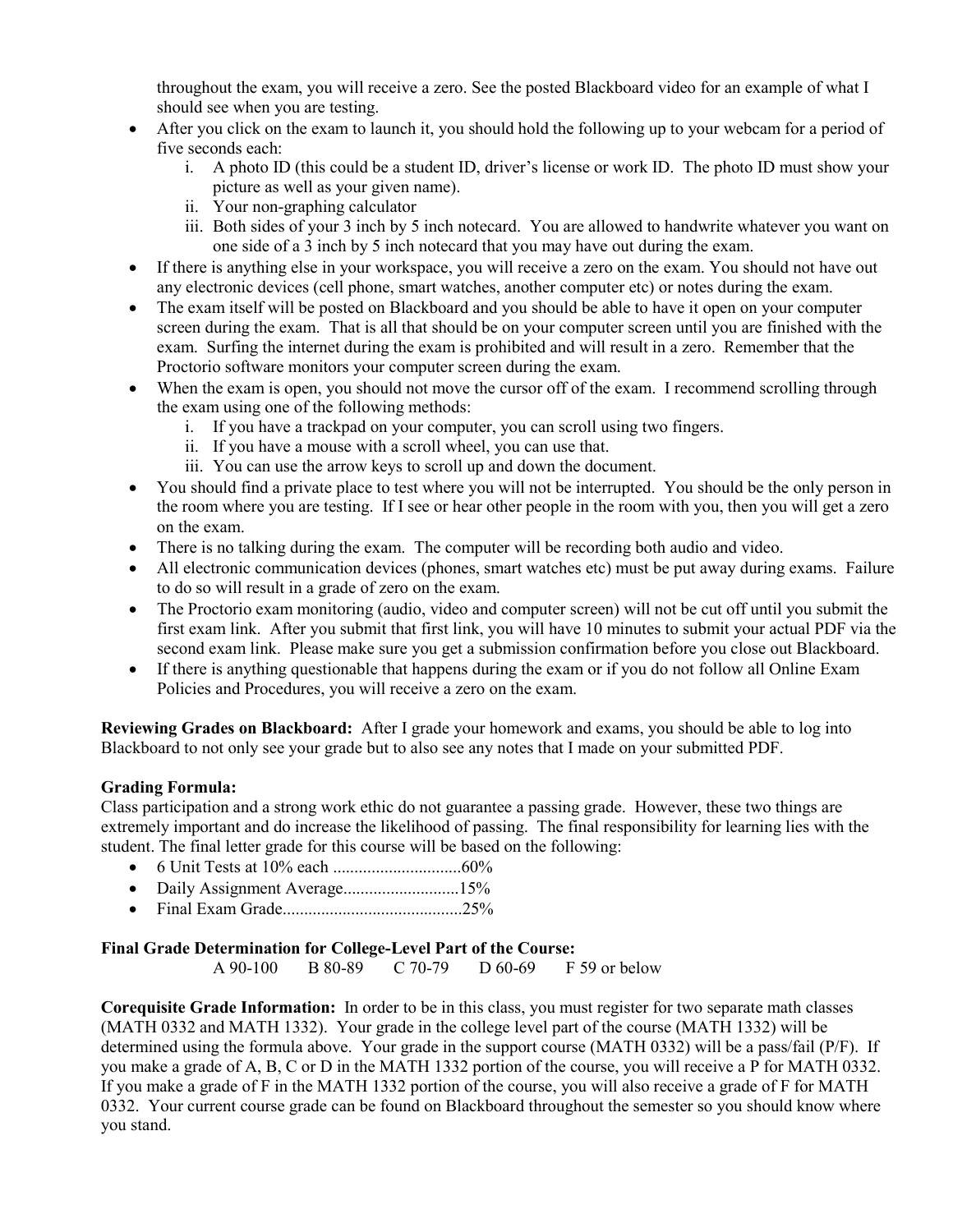throughout the exam, you will receive a zero. See the posted Blackboard video for an example of what I should see when you are testing.

- After you click on the exam to launch it, you should hold the following up to your webcam for a period of five seconds each:
    i. A photo ID (this could be a student ID, driver's license or work ID. The photo ID must show your picture as well as your given name).
    ii. Your non-graphing calculator
    iii. Both sides of your 3 inch by 5 inch notecard. You are allowed to handwrite whatever you want on one side of a 3 inch by 5 inch notecard that you may have out during the exam.
- If there is anything else in your workspace, you will receive a zero on the exam. You should not have out any electronic devices (cell phone, smart watches, another computer etc) or notes during the exam.
- The exam itself will be posted on Blackboard and you should be able to have it open on your computer screen during the exam. That is all that should be on your computer screen until you are finished with the exam. Surfing the internet during the exam is prohibited and will result in a zero. Remember that the Proctorio software monitors your computer screen during the exam.
- When the exam is open, you should not move the cursor off of the exam. I recommend scrolling through the exam using one of the following methods:
    i. If you have a trackpad on your computer, you can scroll using two fingers.
    ii. If you have a mouse with a scroll wheel, you can use that.
    iii. You can use the arrow keys to scroll up and down the document.
- You should find a private place to test where you will not be interrupted. You should be the only person in the room where you are testing. If I see or hear other people in the room with you, then you will get a zero on the exam.
- There is no talking during the exam. The computer will be recording both audio and video.
- All electronic communication devices (phones, smart watches etc) must be put away during exams. Failure to do so will result in a grade of zero on the exam.
- The Proctorio exam monitoring (audio, video and computer screen) will not be cut off until you submit the first exam link. After you submit that first link, you will have 10 minutes to submit your actual PDF via the second exam link. Please make sure you get a submission confirmation before you close out Blackboard.
- If there is anything questionable that happens during the exam or if you do not follow all Online Exam Policies and Procedures, you will receive a zero on the exam.

**Reviewing Grades on Blackboard:** After I grade your homework and exams, you should be able to log into Blackboard to not only see your grade but to also see any notes that I made on your submitted PDF.

**Grading Formula:**
Class participation and a strong work ethic do not guarantee a passing grade. However, these two things are extremely important and do increase the likelihood of passing. The final responsibility for learning lies with the student. The final letter grade for this course will be based on the following:

- 6 Unit Tests at 10% each .............................60%
- Daily Assignment Average...........................15%
- Final Exam Grade..........................................25%

**Final Grade Determination for College-Level Part of the Course:**

A 90-100 B 80-89 C 70-79 D 60-69 F 59 or below

**Corequisite Grade Information:** In order to be in this class, you must register for two separate math classes (MATH 0332 and MATH 1332). Your grade in the college level part of the course (MATH 1332) will be determined using the formula above. Your grade in the support course (MATH 0332) will be a pass/fail (P/F). If you make a grade of A, B, C or D in the MATH 1332 portion of the course, you will receive a P for MATH 0332. If you make a grade of F in the MATH 1332 portion of the course, you will also receive a grade of F for MATH 0332. Your current course grade can be found on Blackboard throughout the semester so you should know where you stand.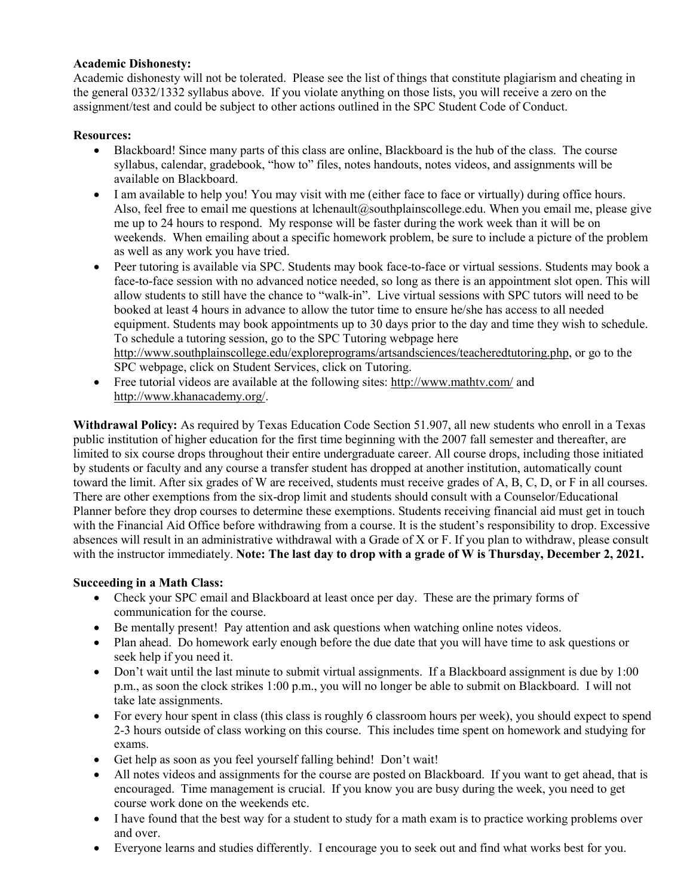**Academic Dishonesty:**
Academic dishonesty will not be tolerated. Please see the list of things that constitute plagiarism and cheating in the general 0332/1332 syllabus above. If you violate anything on those lists, you will receive a zero on the assignment/test and could be subject to other actions outlined in the SPC Student Code of Conduct.

**Resources:**

- Blackboard! Since many parts of this class are online, Blackboard is the hub of the class. The course syllabus, calendar, gradebook, "how to" files, notes handouts, notes videos, and assignments will be available on Blackboard.
- I am available to help you! You may visit with me (either face to face or virtually) during office hours. Also, feel free to email me questions at lchenault@southplainscollege.edu. When you email me, please give me up to 24 hours to respond. My response will be faster during the work week than it will be on weekends. When emailing about a specific homework problem, be sure to include a picture of the problem as well as any work you have tried.
- Peer tutoring is available via SPC. Students may book face-to-face or virtual sessions. Students may book a face-to-face session with no advanced notice needed, so long as there is an appointment slot open. This will allow students to still have the chance to "walk-in". Live virtual sessions with SPC tutors will need to be booked at least 4 hours in advance to allow the tutor time to ensure he/she has access to all needed equipment. Students may book appointments up to 30 days prior to the day and time they wish to schedule. To schedule a tutoring session, go to the SPC Tutoring webpage here http://www.southplainscollege.edu/exploreprograms/artsandsciences/teacheredtutoring.php, or go to the SPC webpage, click on Student Services, click on Tutoring.
- Free tutorial videos are available at the following sites: http://www.mathtv.com/ and http://www.khanacademy.org/.

**Withdrawal Policy:** As required by Texas Education Code Section 51.907, all new students who enroll in a Texas public institution of higher education for the first time beginning with the 2007 fall semester and thereafter, are limited to six course drops throughout their entire undergraduate career. All course drops, including those initiated by students or faculty and any course a transfer student has dropped at another institution, automatically count toward the limit. After six grades of W are received, students must receive grades of A, B, C, D, or F in all courses. There are other exemptions from the six-drop limit and students should consult with a Counselor/Educational Planner before they drop courses to determine these exemptions. Students receiving financial aid must get in touch with the Financial Aid Office before withdrawing from a course. It is the student's responsibility to drop. Excessive absences will result in an administrative withdrawal with a Grade of X or F. If you plan to withdraw, please consult with the instructor immediately. **Note: The last day to drop with a grade of W is Thursday, December 2, 2021.**

**Succeeding in a Math Class:**

- Check your SPC email and Blackboard at least once per day. These are the primary forms of communication for the course.
- Be mentally present! Pay attention and ask questions when watching online notes videos.
- Plan ahead. Do homework early enough before the due date that you will have time to ask questions or seek help if you need it.
- Don't wait until the last minute to submit virtual assignments. If a Blackboard assignment is due by 1:00 p.m., as soon the clock strikes 1:00 p.m., you will no longer be able to submit on Blackboard. I will not take late assignments.
- For every hour spent in class (this class is roughly 6 classroom hours per week), you should expect to spend 2-3 hours outside of class working on this course. This includes time spent on homework and studying for exams.
- Get help as soon as you feel yourself falling behind! Don't wait!
- All notes videos and assignments for the course are posted on Blackboard. If you want to get ahead, that is encouraged. Time management is crucial. If you know you are busy during the week, you need to get course work done on the weekends etc.
- I have found that the best way for a student to study for a math exam is to practice working problems over and over.
- Everyone learns and studies differently. I encourage you to seek out and find what works best for you.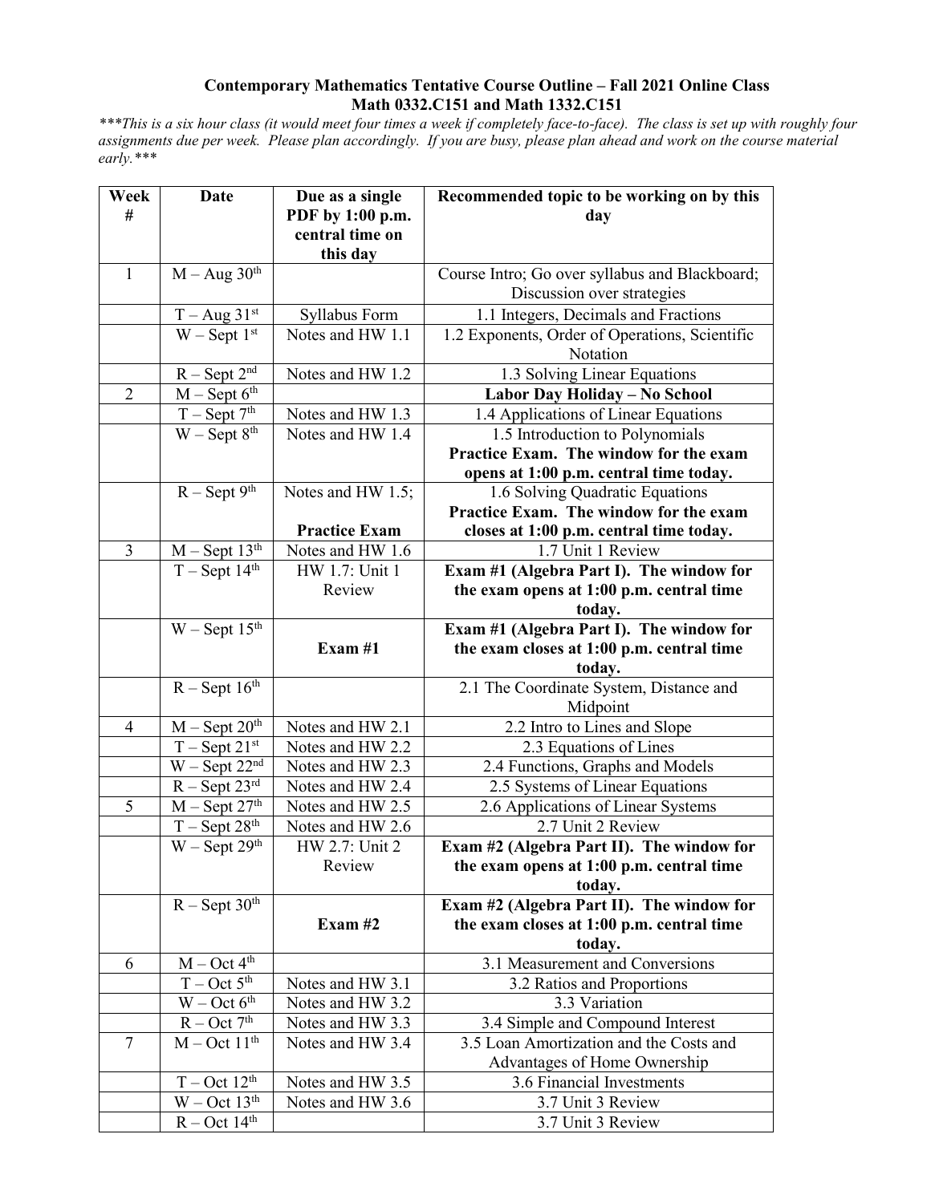**Contemporary Mathematics Tentative Course Outline – Fall 2021 Online Class**
**Math 0332.C151 and Math 1332.C151**

****This is a six hour class (it would meet four times a week if completely face-to-face). The class is set up with roughly four assignments due per week. Please plan accordingly. If you are busy, please plan ahead and work on the course material early.****

| Week # | Date | Due as a single PDF by 1:00 p.m. central time on this day | Recommended topic to be working on by this day |
|---|---|---|---|
| 1 | M – Aug 30th | | Course Intro; Go over syllabus and Blackboard; Discussion over strategies |
| | T – Aug 31st | Syllabus Form | 1.1 Integers, Decimals and Fractions |
| | W – Sept 1st | Notes and HW 1.1 | 1.2 Exponents, Order of Operations, Scientific Notation |
| | R – Sept 2nd | Notes and HW 1.2 | 1.3 Solving Linear Equations |
| 2 | M – Sept 6th | | **Labor Day Holiday – No School** |
| | T – Sept 7th | Notes and HW 1.3 | 1.4 Applications of Linear Equations |
| | W – Sept 8th | Notes and HW 1.4 | 1.5 Introduction to Polynomials **Practice Exam. The window for the exam opens at 1:00 p.m. central time today.** |
| | R – Sept 9th | Notes and HW 1.5; **Practice Exam** | 1.6 Solving Quadratic Equations **Practice Exam. The window for the exam closes at 1:00 p.m. central time today.** |
| 3 | M – Sept 13th | Notes and HW 1.6 | 1.7 Unit 1 Review |
| | T – Sept 14th | HW 1.7: Unit 1 Review | **Exam #1 (Algebra Part I). The window for the exam opens at 1:00 p.m. central time today.** |
| | W – Sept 15th | **Exam #1** | **Exam #1 (Algebra Part I). The window for the exam closes at 1:00 p.m. central time today.** |
| | R – Sept 16th | | 2.1 The Coordinate System, Distance and Midpoint |
| 4 | M – Sept 20th | Notes and HW 2.1 | 2.2 Intro to Lines and Slope |
| | T – Sept 21st | Notes and HW 2.2 | 2.3 Equations of Lines |
| | W – Sept 22nd | Notes and HW 2.3 | 2.4 Functions, Graphs and Models |
| | R – Sept 23rd | Notes and HW 2.4 | 2.5 Systems of Linear Equations |
| 5 | M – Sept 27th | Notes and HW 2.5 | 2.6 Applications of Linear Systems |
| | T – Sept 28th | Notes and HW 2.6 | 2.7 Unit 2 Review |
| | W – Sept 29th | HW 2.7: Unit 2 Review | **Exam #2 (Algebra Part II). The window for the exam opens at 1:00 p.m. central time today.** |
| | R – Sept 30th | **Exam #2** | **Exam #2 (Algebra Part II). The window for the exam closes at 1:00 p.m. central time today.** |
| 6 | M – Oct 4th | | 3.1 Measurement and Conversions |
| | T – Oct 5th | Notes and HW 3.1 | 3.2 Ratios and Proportions |
| | W – Oct 6th | Notes and HW 3.2 | 3.3 Variation |
| | R – Oct 7th | Notes and HW 3.3 | 3.4 Simple and Compound Interest |
| 7 | M – Oct 11th | Notes and HW 3.4 | 3.5 Loan Amortization and the Costs and Advantages of Home Ownership |
| | T – Oct 12th | Notes and HW 3.5 | 3.6 Financial Investments |
| | W – Oct 13th | Notes and HW 3.6 | 3.7 Unit 3 Review |
| | R – Oct 14th | | 3.7 Unit 3 Review |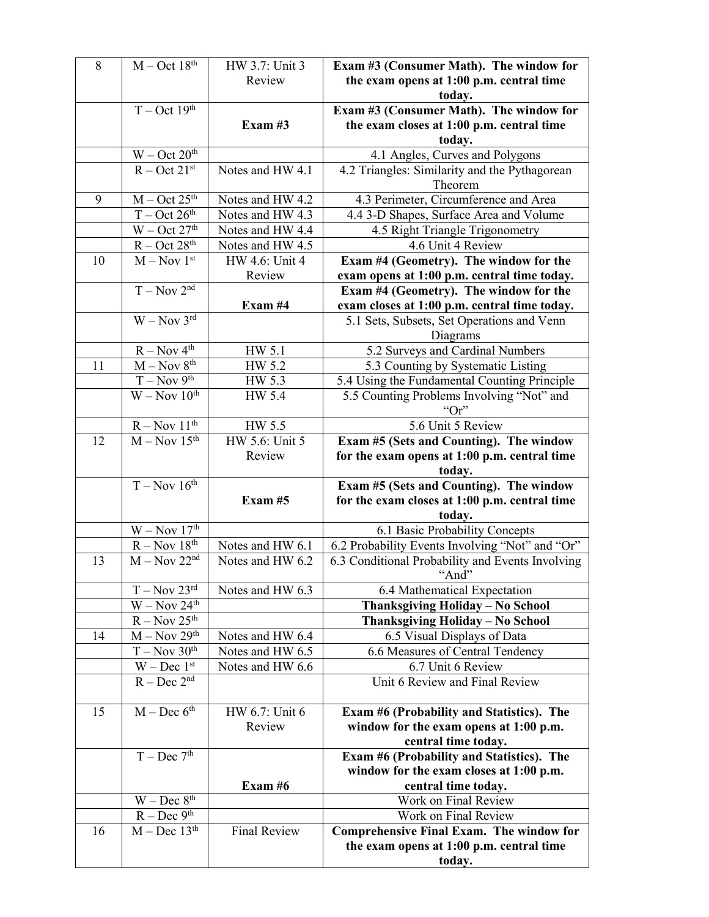| 8 | M – Oct 18th | HW 3.7: Unit 3 Review | **Exam #3 (Consumer Math). The window for the exam opens at 1:00 p.m. central time today.** |
|---|---|---|---|
| | T – Oct 19th | **Exam #3** | **Exam #3 (Consumer Math). The window for the exam closes at 1:00 p.m. central time today.** |
| | W – Oct 20th | | 4.1 Angles, Curves and Polygons |
| | R – Oct 21st | Notes and HW 4.1 | 4.2 Triangles: Similarity and the Pythagorean Theorem |
| 9 | M – Oct 25th | Notes and HW 4.2 | 4.3 Perimeter, Circumference and Area |
| | T – Oct 26th | Notes and HW 4.3 | 4.4 3-D Shapes, Surface Area and Volume |
| | W – Oct 27th | Notes and HW 4.4 | 4.5 Right Triangle Trigonometry |
| | R – Oct 28th | Notes and HW 4.5 | 4.6 Unit 4 Review |
| 10 | M – Nov 1st | HW 4.6: Unit 4 Review | **Exam #4 (Geometry). The window for the exam opens at 1:00 p.m. central time today.** |
| | T – Nov 2nd | **Exam #4** | **Exam #4 (Geometry). The window for the exam closes at 1:00 p.m. central time today.** |
| | W – Nov 3rd | | 5.1 Sets, Subsets, Set Operations and Venn Diagrams |
| | R – Nov 4th | HW 5.1 | 5.2 Surveys and Cardinal Numbers |
| 11 | M – Nov 8th | HW 5.2 | 5.3 Counting by Systematic Listing |
| | T – Nov 9th | HW 5.3 | 5.4 Using the Fundamental Counting Principle |
| | W – Nov 10th | HW 5.4 | 5.5 Counting Problems Involving "Not" and "Or" |
| | R – Nov 11th | HW 5.5 | 5.6 Unit 5 Review |
| 12 | M – Nov 15th | HW 5.6: Unit 5 Review | **Exam #5 (Sets and Counting). The window for the exam opens at 1:00 p.m. central time today.** |
| | T – Nov 16th | **Exam #5** | **Exam #5 (Sets and Counting). The window for the exam closes at 1:00 p.m. central time today.** |
| | W – Nov 17th | | 6.1 Basic Probability Concepts |
| | R – Nov 18th | Notes and HW 6.1 | 6.2 Probability Events Involving "Not" and "Or" |
| 13 | M – Nov 22nd | Notes and HW 6.2 | 6.3 Conditional Probability and Events Involving "And" |
| | T – Nov 23rd | Notes and HW 6.3 | 6.4 Mathematical Expectation |
| | W – Nov 24th | | **Thanksgiving Holiday – No School** |
| | R – Nov 25th | | **Thanksgiving Holiday – No School** |
| 14 | M – Nov 29th | Notes and HW 6.4 | 6.5 Visual Displays of Data |
| | T – Nov 30th | Notes and HW 6.5 | 6.6 Measures of Central Tendency |
| | W – Dec 1st | Notes and HW 6.6 | 6.7 Unit 6 Review |
| | R – Dec 2nd | | Unit 6 Review and Final Review |
| 15 | M – Dec 6th | HW 6.7: Unit 6 Review | **Exam #6 (Probability and Statistics). The window for the exam opens at 1:00 p.m. central time today.** |
| | T – Dec 7th | **Exam #6** | **Exam #6 (Probability and Statistics). The window for the exam closes at 1:00 p.m. central time today.** |
| | W – Dec 8th | | Work on Final Review |
| | R – Dec 9th | | Work on Final Review |
| 16 | M – Dec 13th | Final Review | **Comprehensive Final Exam. The window for the exam opens at 1:00 p.m. central time today.** |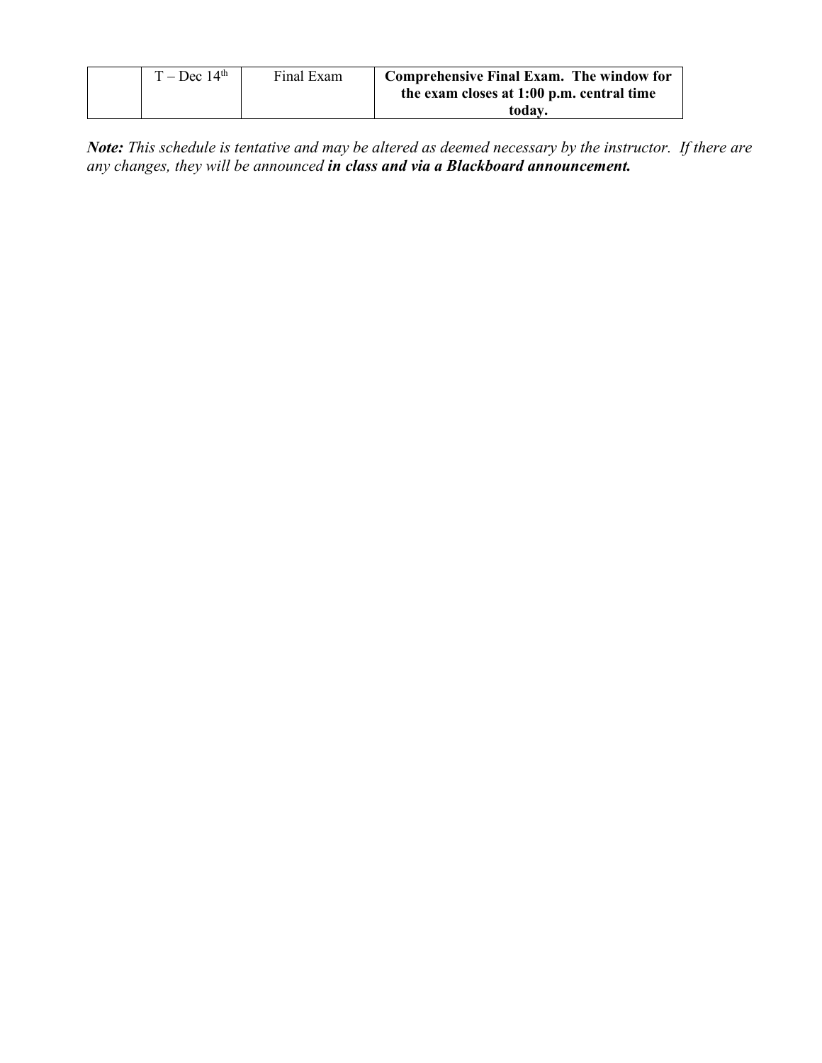|  | T – Dec 14th | Final Exam | **Comprehensive Final Exam. The window for the exam closes at 1:00 p.m. central time today.** |
|---|---|---|---|

***Note:*** *This schedule is tentative and may be altered as deemed necessary by the instructor. If there are any changes, they will be announced* ***in class and via a Blackboard announcement.***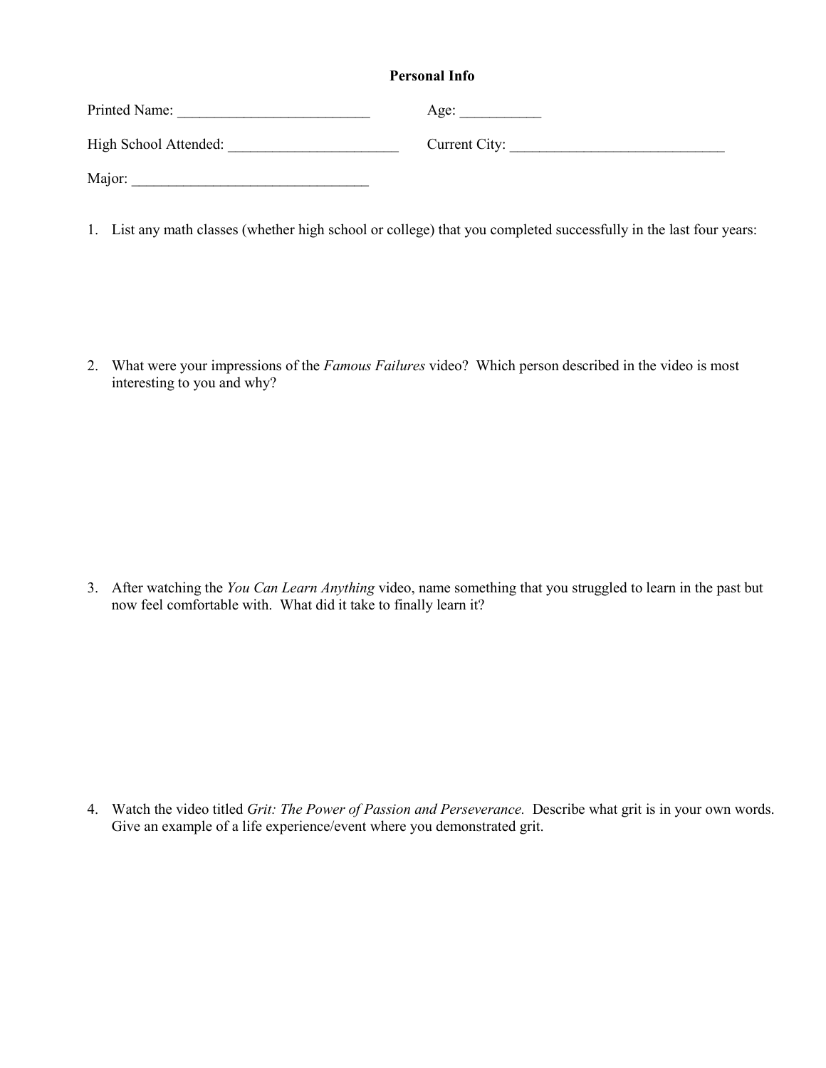**Personal Info**

Printed Name: __________________________ Age: ___________

High School Attended: _______________________ Current City: _____________________________

Major: _______________________________

1. List any math classes (whether high school or college) that you completed successfully in the last four years:

2. What were your impressions of the *Famous Failures* video? Which person described in the video is most interesting to you and why?

3. After watching the *You Can Learn Anything* video, name something that you struggled to learn in the past but now feel comfortable with. What did it take to finally learn it?

4. Watch the video titled *Grit: The Power of Passion and Perseverance.* Describe what grit is in your own words. Give an example of a life experience/event where you demonstrated grit.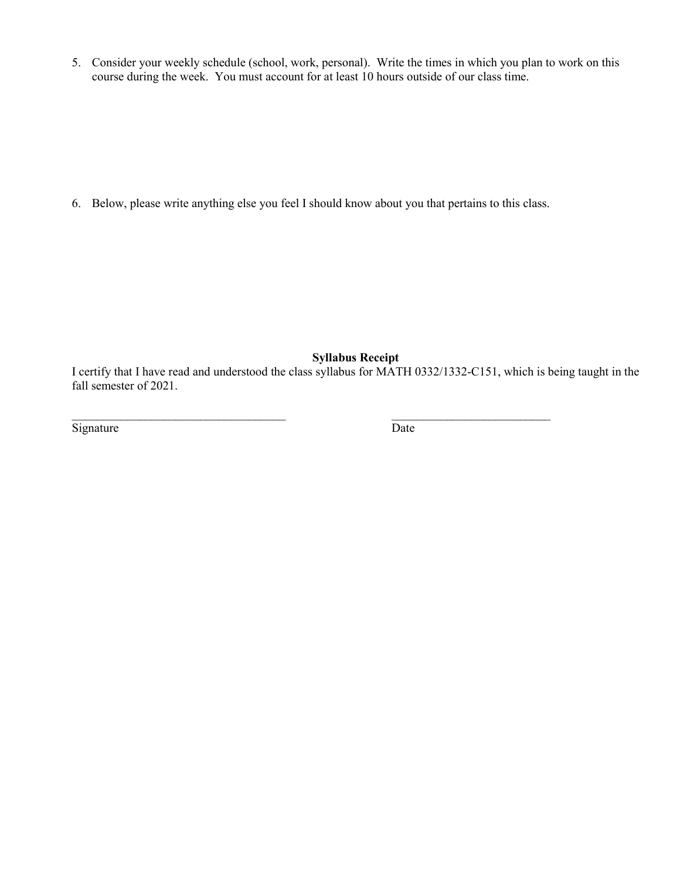5. Consider your weekly schedule (school, work, personal). Write the times in which you plan to work on this course during the week. You must account for at least 10 hours outside of our class time.

6. Below, please write anything else you feel I should know about you that pertains to this class.

**Syllabus Receipt**

I certify that I have read and understood the class syllabus for MATH 0332/1332-C151, which is being taught in the fall semester of 2021.

\_\_\_\_\_\_\_\_\_\_\_\_\_\_\_\_\_\_\_\_\_\_\_\_\_\_\_\_\_\_\_\_\_\_\_\_ \_\_\_\_\_\_\_\_\_\_\_\_\_\_\_\_\_\_\_\_\_\_\_\_\_\_\_

Signature Date